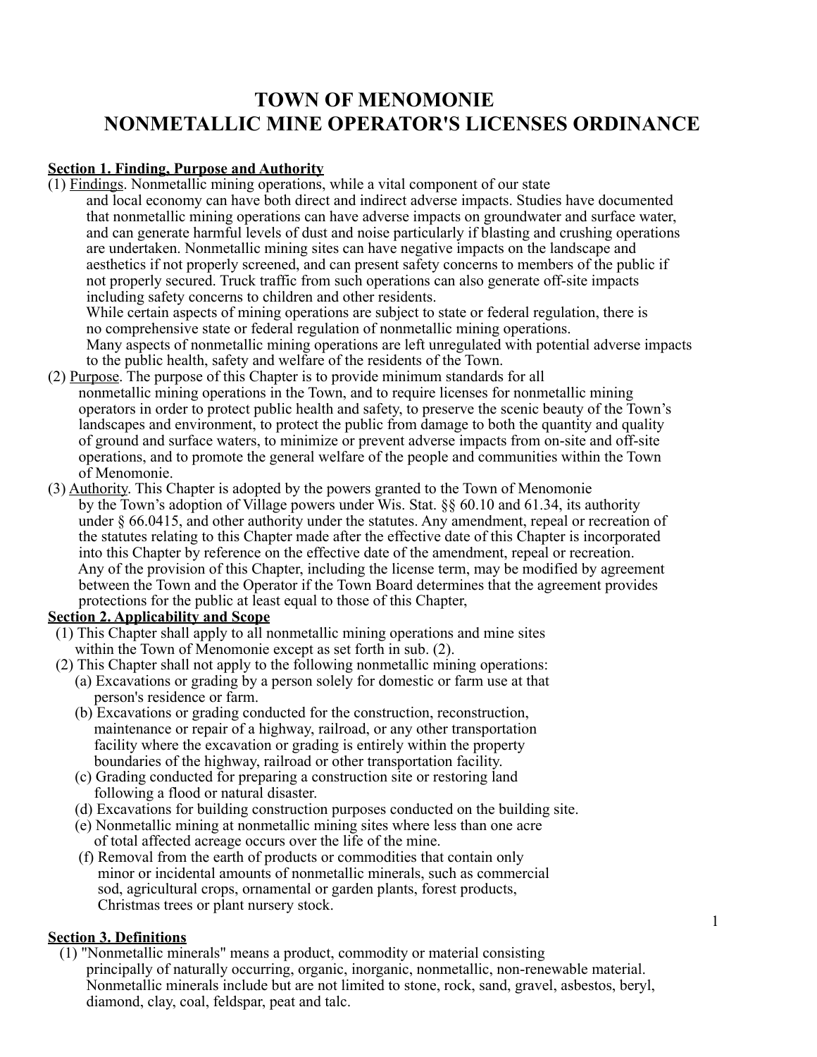# TOWN OF MENOMONIE
# NONMETALLIC MINE OPERATOR'S LICENSES ORDINANCE

**Section 1. Finding, Purpose and Authority**

(1) Findings. Nonmetallic mining operations, while a vital component of our state and local economy can have both direct and indirect adverse impacts. Studies have documented that nonmetallic mining operations can have adverse impacts on groundwater and surface water, and can generate harmful levels of dust and noise particularly if blasting and crushing operations are undertaken. Nonmetallic mining sites can have negative impacts on the landscape and aesthetics if not properly screened, and can present safety concerns to members of the public if not properly secured. Truck traffic from such operations can also generate off-site impacts including safety concerns to children and other residents.

While certain aspects of mining operations are subject to state or federal regulation, there is no comprehensive state or federal regulation of nonmetallic mining operations.

Many aspects of nonmetallic mining operations are left unregulated with potential adverse impacts to the public health, safety and welfare of the residents of the Town.

(2) Purpose. The purpose of this Chapter is to provide minimum standards for all nonmetallic mining operations in the Town, and to require licenses for nonmetallic mining operators in order to protect public health and safety, to preserve the scenic beauty of the Town's landscapes and environment, to protect the public from damage to both the quantity and quality of ground and surface waters, to minimize or prevent adverse impacts from on-site and off-site operations, and to promote the general welfare of the people and communities within the Town of Menomonie.

(3) Authority. This Chapter is adopted by the powers granted to the Town of Menomonie by the Town's adoption of Village powers under Wis. Stat. §§ 60.10 and 61.34, its authority under § 66.0415, and other authority under the statutes. Any amendment, repeal or recreation of the statutes relating to this Chapter made after the effective date of this Chapter is incorporated into this Chapter by reference on the effective date of the amendment, repeal or recreation. Any of the provision of this Chapter, including the license term, may be modified by agreement between the Town and the Operator if the Town Board determines that the agreement provides protections for the public at least equal to those of this Chapter,

**Section 2. Applicability and Scope**

(1) This Chapter shall apply to all nonmetallic mining operations and mine sites within the Town of Menomonie except as set forth in sub. (2).

(2) This Chapter shall not apply to the following nonmetallic mining operations:

(a) Excavations or grading by a person solely for domestic or farm use at that person's residence or farm.

(b) Excavations or grading conducted for the construction, reconstruction, maintenance or repair of a highway, railroad, or any other transportation facility where the excavation or grading is entirely within the property boundaries of the highway, railroad or other transportation facility.

(c) Grading conducted for preparing a construction site or restoring land following a flood or natural disaster.

(d) Excavations for building construction purposes conducted on the building site.

(e) Nonmetallic mining at nonmetallic mining sites where less than one acre of total affected acreage occurs over the life of the mine.

(f) Removal from the earth of products or commodities that contain only minor or incidental amounts of nonmetallic minerals, such as commercial sod, agricultural crops, ornamental or garden plants, forest products, Christmas trees or plant nursery stock.

**Section 3. Definitions**

(1) "Nonmetallic minerals" means a product, commodity or material consisting principally of naturally occurring, organic, inorganic, nonmetallic, non-renewable material. Nonmetallic minerals include but are not limited to stone, rock, sand, gravel, asbestos, beryl, diamond, clay, coal, feldspar, peat and talc.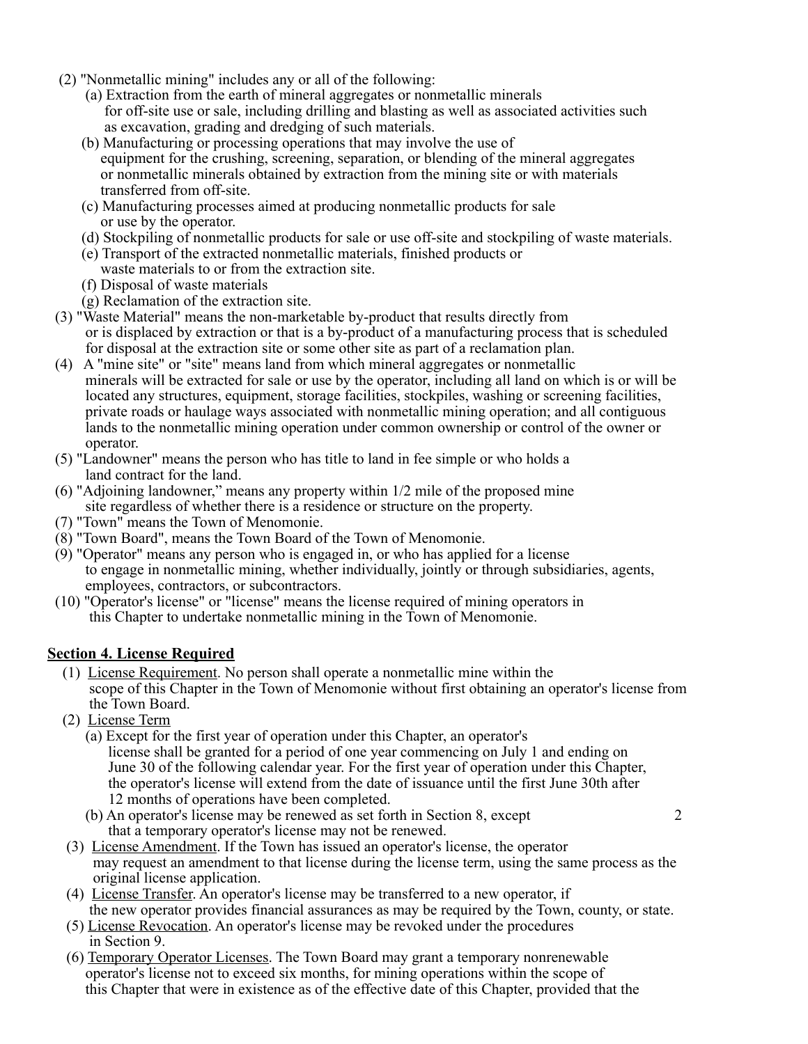(2) "Nonmetallic mining" includes any or all of the following:

(a) Extraction from the earth of mineral aggregates or nonmetallic minerals for off-site use or sale, including drilling and blasting as well as associated activities such as excavation, grading and dredging of such materials.

(b) Manufacturing or processing operations that may involve the use of equipment for the crushing, screening, separation, or blending of the mineral aggregates or nonmetallic minerals obtained by extraction from the mining site or with materials transferred from off-site.

(c) Manufacturing processes aimed at producing nonmetallic products for sale or use by the operator.

(d) Stockpiling of nonmetallic products for sale or use off-site and stockpiling of waste materials.

(e) Transport of the extracted nonmetallic materials, finished products or waste materials to or from the extraction site.

(f) Disposal of waste materials

(g) Reclamation of the extraction site.

(3) "Waste Material" means the non-marketable by-product that results directly from or is displaced by extraction or that is a by-product of a manufacturing process that is scheduled for disposal at the extraction site or some other site as part of a reclamation plan.

(4) A "mine site" or "site" means land from which mineral aggregates or nonmetallic minerals will be extracted for sale or use by the operator, including all land on which is or will be located any structures, equipment, storage facilities, stockpiles, washing or screening facilities, private roads or haulage ways associated with nonmetallic mining operation; and all contiguous lands to the nonmetallic mining operation under common ownership or control of the owner or operator.

(5) "Landowner" means the person who has title to land in fee simple or who holds a land contract for the land.

(6) "Adjoining landowner," means any property within 1/2 mile of the proposed mine site regardless of whether there is a residence or structure on the property.

(7) "Town" means the Town of Menomonie.

(8) "Town Board", means the Town Board of the Town of Menomonie.

(9) "Operator" means any person who is engaged in, or who has applied for a license to engage in nonmetallic mining, whether individually, jointly or through subsidiaries, agents, employees, contractors, or subcontractors.

(10) "Operator's license" or "license" means the license required of mining operators in this Chapter to undertake nonmetallic mining in the Town of Menomonie.

## Section 4. License Required

(1) License Requirement. No person shall operate a nonmetallic mine within the scope of this Chapter in the Town of Menomonie without first obtaining an operator's license from the Town Board.

(2) License Term

(a) Except for the first year of operation under this Chapter, an operator's license shall be granted for a period of one year commencing on July 1 and ending on June 30 of the following calendar year. For the first year of operation under this Chapter, the operator's license will extend from the date of issuance until the first June 30th after 12 months of operations have been completed.

(b) An operator's license may be renewed as set forth in Section 8, except that a temporary operator's license may not be renewed.

(3) License Amendment. If the Town has issued an operator's license, the operator may request an amendment to that license during the license term, using the same process as the original license application.

(4) License Transfer. An operator's license may be transferred to a new operator, if the new operator provides financial assurances as may be required by the Town, county, or state.

(5) License Revocation. An operator's license may be revoked under the procedures in Section 9.

(6) Temporary Operator Licenses. The Town Board may grant a temporary nonrenewable operator's license not to exceed six months, for mining operations within the scope of this Chapter that were in existence as of the effective date of this Chapter, provided that the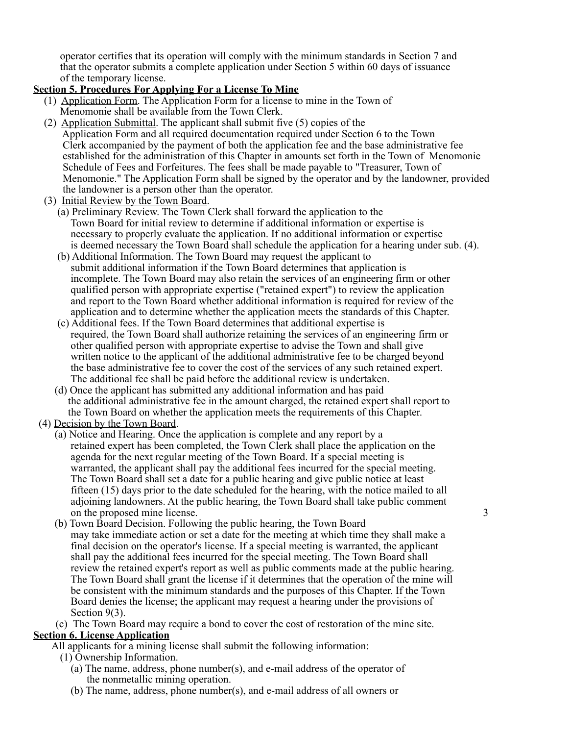operator certifies that its operation will comply with the minimum standards in Section 7 and that the operator submits a complete application under Section 5 within 60 days of issuance of the temporary license.

**Section 5. Procedures For Applying For a License To Mine**

(1) Application Form. The Application Form for a license to mine in the Town of Menomonie shall be available from the Town Clerk.

(2) Application Submittal. The applicant shall submit five (5) copies of the Application Form and all required documentation required under Section 6 to the Town Clerk accompanied by the payment of both the application fee and the base administrative fee established for the administration of this Chapter in amounts set forth in the Town of Menomonie Schedule of Fees and Forfeitures. The fees shall be made payable to "Treasurer, Town of Menomonie." The Application Form shall be signed by the operator and by the landowner, provided the landowner is a person other than the operator.

(3) Initial Review by the Town Board.

(a) Preliminary Review. The Town Clerk shall forward the application to the Town Board for initial review to determine if additional information or expertise is necessary to properly evaluate the application. If no additional information or expertise is deemed necessary the Town Board shall schedule the application for a hearing under sub. (4).

(b) Additional Information. The Town Board may request the applicant to submit additional information if the Town Board determines that application is incomplete. The Town Board may also retain the services of an engineering firm or other qualified person with appropriate expertise ("retained expert") to review the application and report to the Town Board whether additional information is required for review of the application and to determine whether the application meets the standards of this Chapter.

(c) Additional fees. If the Town Board determines that additional expertise is required, the Town Board shall authorize retaining the services of an engineering firm or other qualified person with appropriate expertise to advise the Town and shall give written notice to the applicant of the additional administrative fee to be charged beyond the base administrative fee to cover the cost of the services of any such retained expert. The additional fee shall be paid before the additional review is undertaken.

(d) Once the applicant has submitted any additional information and has paid the additional administrative fee in the amount charged, the retained expert shall report to the Town Board on whether the application meets the requirements of this Chapter.

(4) Decision by the Town Board.

(a) Notice and Hearing. Once the application is complete and any report by a retained expert has been completed, the Town Clerk shall place the application on the agenda for the next regular meeting of the Town Board. If a special meeting is warranted, the applicant shall pay the additional fees incurred for the special meeting. The Town Board shall set a date for a public hearing and give public notice at least fifteen (15) days prior to the date scheduled for the hearing, with the notice mailed to all adjoining landowners. At the public hearing, the Town Board shall take public comment on the proposed mine license.

(b) Town Board Decision. Following the public hearing, the Town Board may take immediate action or set a date for the meeting at which time they shall make a final decision on the operator's license. If a special meeting is warranted, the applicant shall pay the additional fees incurred for the special meeting. The Town Board shall review the retained expert's report as well as public comments made at the public hearing. The Town Board shall grant the license if it determines that the operation of the mine will be consistent with the minimum standards and the purposes of this Chapter. If the Town Board denies the license; the applicant may request a hearing under the provisions of Section 9(3).

(c) The Town Board may require a bond to cover the cost of restoration of the mine site.

**Section 6. License Application**

All applicants for a mining license shall submit the following information:

(1) Ownership Information.

(a) The name, address, phone number(s), and e-mail address of the operator of the nonmetallic mining operation.

(b) The name, address, phone number(s), and e-mail address of all owners or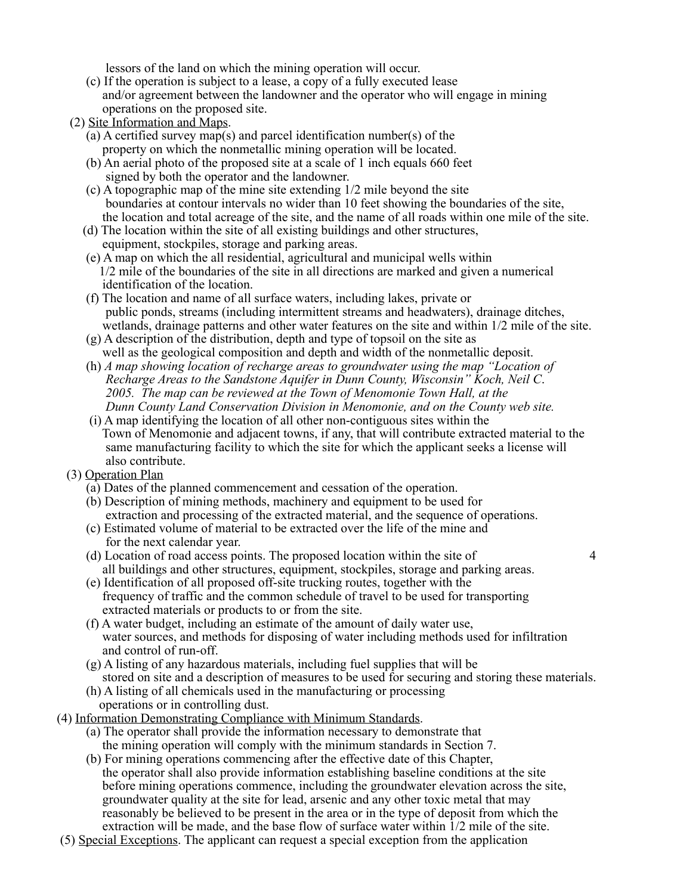lessors of the land on which the mining operation will occur.

(c) If the operation is subject to a lease, a copy of a fully executed lease and/or agreement between the landowner and the operator who will engage in mining operations on the proposed site.

(2) Site Information and Maps.

(a) A certified survey map(s) and parcel identification number(s) of the property on which the nonmetallic mining operation will be located.

(b) An aerial photo of the proposed site at a scale of 1 inch equals 660 feet signed by both the operator and the landowner.

(c) A topographic map of the mine site extending 1/2 mile beyond the site boundaries at contour intervals no wider than 10 feet showing the boundaries of the site, the location and total acreage of the site, and the name of all roads within one mile of the site.

(d) The location within the site of all existing buildings and other structures, equipment, stockpiles, storage and parking areas.

(e) A map on which the all residential, agricultural and municipal wells within 1/2 mile of the boundaries of the site in all directions are marked and given a numerical identification of the location.

(f) The location and name of all surface waters, including lakes, private or public ponds, streams (including intermittent streams and headwaters), drainage ditches, wetlands, drainage patterns and other water features on the site and within 1/2 mile of the site.

(g) A description of the distribution, depth and type of topsoil on the site as well as the geological composition and depth and width of the nonmetallic deposit.

(h) *A map showing location of recharge areas to groundwater using the map "Location of Recharge Areas to the Sandstone Aquifer in Dunn County, Wisconsin" Koch, Neil C. 2005. The map can be reviewed at the Town of Menomonie Town Hall, at the Dunn County Land Conservation Division in Menomonie, and on the County web site.*

(i) A map identifying the location of all other non-contiguous sites within the Town of Menomonie and adjacent towns, if any, that will contribute extracted material to the same manufacturing facility to which the site for which the applicant seeks a license will also contribute.

(3) Operation Plan

(a) Dates of the planned commencement and cessation of the operation.

(b) Description of mining methods, machinery and equipment to be used for extraction and processing of the extracted material, and the sequence of operations.

(c) Estimated volume of material to be extracted over the life of the mine and for the next calendar year.

(d) Location of road access points. The proposed location within the site of all buildings and other structures, equipment, stockpiles, storage and parking areas.

(e) Identification of all proposed off-site trucking routes, together with the frequency of traffic and the common schedule of travel to be used for transporting extracted materials or products to or from the site.

(f) A water budget, including an estimate of the amount of daily water use, water sources, and methods for disposing of water including methods used for infiltration and control of run-off.

(g) A listing of any hazardous materials, including fuel supplies that will be stored on site and a description of measures to be used for securing and storing these materials.

(h) A listing of all chemicals used in the manufacturing or processing operations or in controlling dust.

(4) Information Demonstrating Compliance with Minimum Standards.

(a) The operator shall provide the information necessary to demonstrate that the mining operation will comply with the minimum standards in Section 7.

(b) For mining operations commencing after the effective date of this Chapter, the operator shall also provide information establishing baseline conditions at the site before mining operations commence, including the groundwater elevation across the site, groundwater quality at the site for lead, arsenic and any other toxic metal that may reasonably be believed to be present in the area or in the type of deposit from which the extraction will be made, and the base flow of surface water within 1/2 mile of the site.

(5) Special Exceptions. The applicant can request a special exception from the application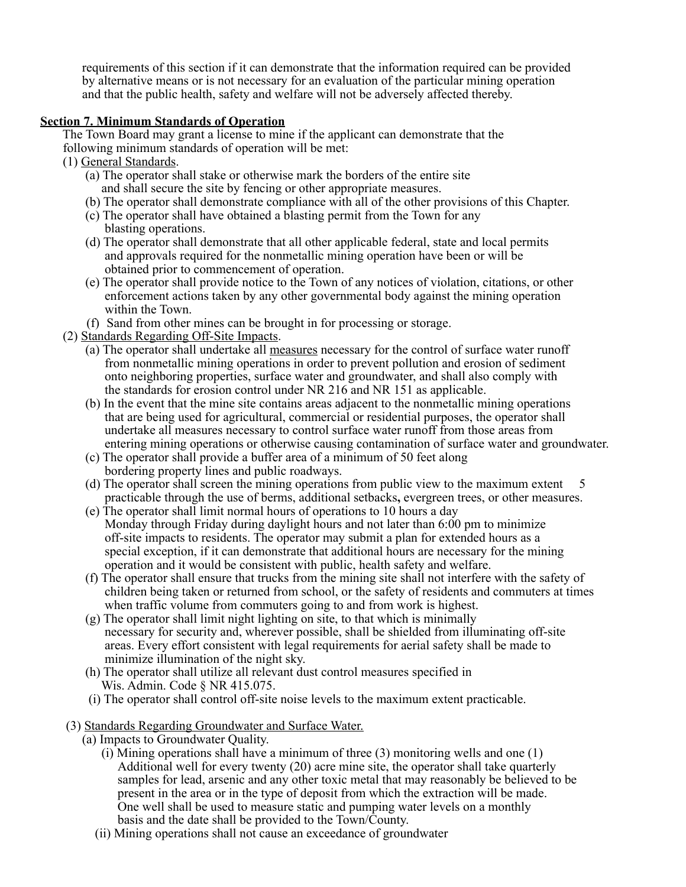requirements of this section if it can demonstrate that the information required can be provided by alternative means or is not necessary for an evaluation of the particular mining operation and that the public health, safety and welfare will not be adversely affected thereby.

**Section 7. Minimum Standards of Operation**

The Town Board may grant a license to mine if the applicant can demonstrate that the following minimum standards of operation will be met:

(1) General Standards.

(a) The operator shall stake or otherwise mark the borders of the entire site and shall secure the site by fencing or other appropriate measures.

(b) The operator shall demonstrate compliance with all of the other provisions of this Chapter.

(c) The operator shall have obtained a blasting permit from the Town for any blasting operations.

(d) The operator shall demonstrate that all other applicable federal, state and local permits and approvals required for the nonmetallic mining operation have been or will be obtained prior to commencement of operation.

(e) The operator shall provide notice to the Town of any notices of violation, citations, or other enforcement actions taken by any other governmental body against the mining operation within the Town.

(f) Sand from other mines can be brought in for processing or storage.

(2) Standards Regarding Off-Site Impacts.

(a) The operator shall undertake all measures necessary for the control of surface water runoff from nonmetallic mining operations in order to prevent pollution and erosion of sediment onto neighboring properties, surface water and groundwater, and shall also comply with the standards for erosion control under NR 216 and NR 151 as applicable.

(b) In the event that the mine site contains areas adjacent to the nonmetallic mining operations that are being used for agricultural, commercial or residential purposes, the operator shall undertake all measures necessary to control surface water runoff from those areas from entering mining operations or otherwise causing contamination of surface water and groundwater.

(c) The operator shall provide a buffer area of a minimum of 50 feet along bordering property lines and public roadways.

(d) The operator shall screen the mining operations from public view to the maximum extent practicable through the use of berms, additional setbacks**,** evergreen trees, or other measures.

(e) The operator shall limit normal hours of operations to 10 hours a day Monday through Friday during daylight hours and not later than 6:00 pm to minimize off-site impacts to residents. The operator may submit a plan for extended hours as a special exception, if it can demonstrate that additional hours are necessary for the mining operation and it would be consistent with public, health safety and welfare.

(f) The operator shall ensure that trucks from the mining site shall not interfere with the safety of children being taken or returned from school, or the safety of residents and commuters at times when traffic volume from commuters going to and from work is highest.

(g) The operator shall limit night lighting on site, to that which is minimally necessary for security and, wherever possible, shall be shielded from illuminating off-site areas. Every effort consistent with legal requirements for aerial safety shall be made to minimize illumination of the night sky.

(h) The operator shall utilize all relevant dust control measures specified in Wis. Admin. Code § NR 415.075.

(i) The operator shall control off-site noise levels to the maximum extent practicable.

(3) Standards Regarding Groundwater and Surface Water.

(a) Impacts to Groundwater Quality.

(i) Mining operations shall have a minimum of three (3) monitoring wells and one (1) Additional well for every twenty (20) acre mine site, the operator shall take quarterly samples for lead, arsenic and any other toxic metal that may reasonably be believed to be present in the area or in the type of deposit from which the extraction will be made. One well shall be used to measure static and pumping water levels on a monthly basis and the date shall be provided to the Town/County.

(ii) Mining operations shall not cause an exceedance of groundwater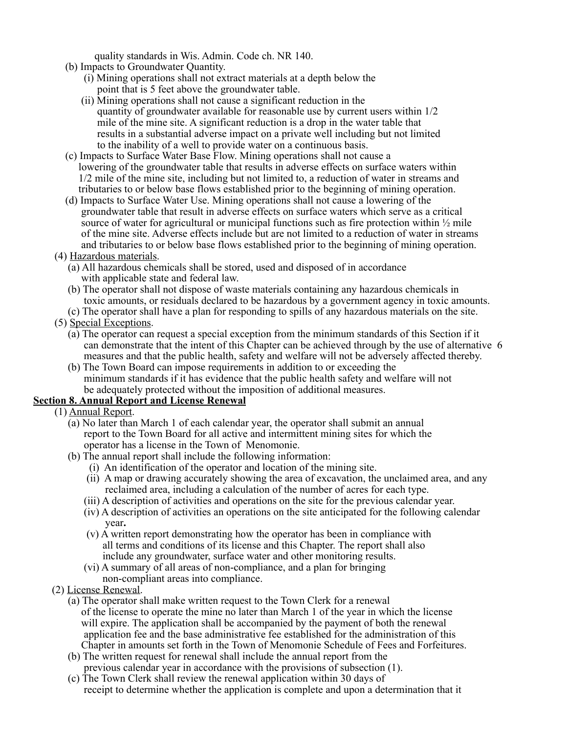quality standards in Wis. Admin. Code ch. NR 140.

(b) Impacts to Groundwater Quantity.

(i) Mining operations shall not extract materials at a depth below the point that is 5 feet above the groundwater table.

(ii) Mining operations shall not cause a significant reduction in the quantity of groundwater available for reasonable use by current users within 1/2 mile of the mine site. A significant reduction is a drop in the water table that results in a substantial adverse impact on a private well including but not limited to the inability of a well to provide water on a continuous basis.

(c) Impacts to Surface Water Base Flow. Mining operations shall not cause a lowering of the groundwater table that results in adverse effects on surface waters within 1/2 mile of the mine site, including but not limited to, a reduction of water in streams and tributaries to or below base flows established prior to the beginning of mining operation.

(d) Impacts to Surface Water Use. Mining operations shall not cause a lowering of the groundwater table that result in adverse effects on surface waters which serve as a critical source of water for agricultural or municipal functions such as fire protection within ½ mile of the mine site. Adverse effects include but are not limited to a reduction of water in streams and tributaries to or below base flows established prior to the beginning of mining operation.

(4) <u>Hazardous materials</u>.

(a) All hazardous chemicals shall be stored, used and disposed of in accordance with applicable state and federal law.

(b) The operator shall not dispose of waste materials containing any hazardous chemicals in toxic amounts, or residuals declared to be hazardous by a government agency in toxic amounts.

(c) The operator shall have a plan for responding to spills of any hazardous materials on the site.

(5) <u>Special Exceptions</u>.

(a) The operator can request a special exception from the minimum standards of this Section if it can demonstrate that the intent of this Chapter can be achieved through by the use of alternative measures and that the public health, safety and welfare will not be adversely affected thereby.

(b) The Town Board can impose requirements in addition to or exceeding the minimum standards if it has evidence that the public health safety and welfare will not be adequately protected without the imposition of additional measures.

**<u>Section 8. Annual Report and License Renewal</u>**

(1) <u>Annual Report</u>.

(a) No later than March 1 of each calendar year, the operator shall submit an annual report to the Town Board for all active and intermittent mining sites for which the operator has a license in the Town of Menomonie.

(b) The annual report shall include the following information:

(i) An identification of the operator and location of the mining site.

(ii) A map or drawing accurately showing the area of excavation, the unclaimed area, and any reclaimed area, including a calculation of the number of acres for each type.

(iii) A description of activities and operations on the site for the previous calendar year.

(iv) A description of activities an operations on the site anticipated for the following calendar year**.**

(v) A written report demonstrating how the operator has been in compliance with all terms and conditions of its license and this Chapter. The report shall also include any groundwater, surface water and other monitoring results.

(vi) A summary of all areas of non-compliance, and a plan for bringing non-compliant areas into compliance.

(2) <u>License Renewal</u>.

(a) The operator shall make written request to the Town Clerk for a renewal of the license to operate the mine no later than March 1 of the year in which the license will expire. The application shall be accompanied by the payment of both the renewal application fee and the base administrative fee established for the administration of this Chapter in amounts set forth in the Town of Menomonie Schedule of Fees and Forfeitures.

(b) The written request for renewal shall include the annual report from the previous calendar year in accordance with the provisions of subsection (1).

(c) The Town Clerk shall review the renewal application within 30 days of receipt to determine whether the application is complete and upon a determination that it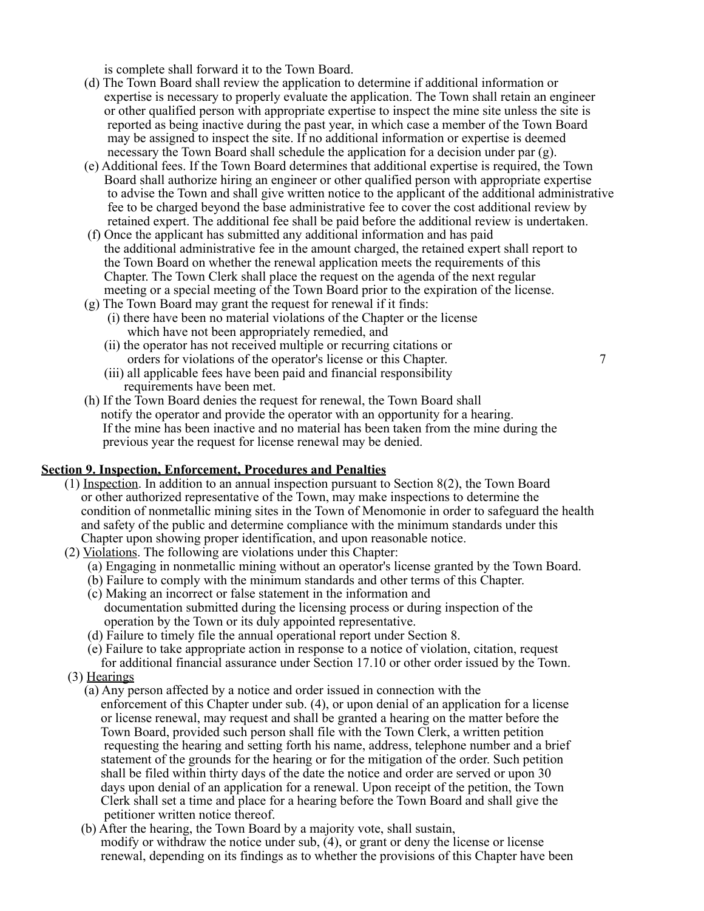is complete shall forward it to the Town Board.

(d) The Town Board shall review the application to determine if additional information or expertise is necessary to properly evaluate the application. The Town shall retain an engineer or other qualified person with appropriate expertise to inspect the mine site unless the site is reported as being inactive during the past year, in which case a member of the Town Board may be assigned to inspect the site. If no additional information or expertise is deemed necessary the Town Board shall schedule the application for a decision under par (g).

(e) Additional fees. If the Town Board determines that additional expertise is required, the Town Board shall authorize hiring an engineer or other qualified person with appropriate expertise to advise the Town and shall give written notice to the applicant of the additional administrative fee to be charged beyond the base administrative fee to cover the cost additional review by retained expert. The additional fee shall be paid before the additional review is undertaken.

(f) Once the applicant has submitted any additional information and has paid the additional administrative fee in the amount charged, the retained expert shall report to the Town Board on whether the renewal application meets the requirements of this Chapter. The Town Clerk shall place the request on the agenda of the next regular meeting or a special meeting of the Town Board prior to the expiration of the license.

(g) The Town Board may grant the request for renewal if it finds:

(i) there have been no material violations of the Chapter or the license which have not been appropriately remedied, and

(ii) the operator has not received multiple or recurring citations or orders for violations of the operator's license or this Chapter.

(iii) all applicable fees have been paid and financial responsibility requirements have been met.

(h) If the Town Board denies the request for renewal, the Town Board shall notify the operator and provide the operator with an opportunity for a hearing. If the mine has been inactive and no material has been taken from the mine during the previous year the request for license renewal may be denied.

## Section 9. Inspection, Enforcement, Procedures and Penalties

(1) Inspection. In addition to an annual inspection pursuant to Section 8(2), the Town Board or other authorized representative of the Town, may make inspections to determine the condition of nonmetallic mining sites in the Town of Menomonie in order to safeguard the health and safety of the public and determine compliance with the minimum standards under this Chapter upon showing proper identification, and upon reasonable notice.

(2) Violations. The following are violations under this Chapter:

(a) Engaging in nonmetallic mining without an operator's license granted by the Town Board.

(b) Failure to comply with the minimum standards and other terms of this Chapter.

(c) Making an incorrect or false statement in the information and documentation submitted during the licensing process or during inspection of the operation by the Town or its duly appointed representative.

(d) Failure to timely file the annual operational report under Section 8.

(e) Failure to take appropriate action in response to a notice of violation, citation, request for additional financial assurance under Section 17.10 or other order issued by the Town.

(3) Hearings

(a) Any person affected by a notice and order issued in connection with the enforcement of this Chapter under sub. (4), or upon denial of an application for a license or license renewal, may request and shall be granted a hearing on the matter before the Town Board, provided such person shall file with the Town Clerk, a written petition requesting the hearing and setting forth his name, address, telephone number and a brief statement of the grounds for the hearing or for the mitigation of the order. Such petition shall be filed within thirty days of the date the notice and order are served or upon 30 days upon denial of an application for a renewal. Upon receipt of the petition, the Town Clerk shall set a time and place for a hearing before the Town Board and shall give the petitioner written notice thereof.

(b) After the hearing, the Town Board by a majority vote, shall sustain, modify or withdraw the notice under sub, (4), or grant or deny the license or license renewal, depending on its findings as to whether the provisions of this Chapter have been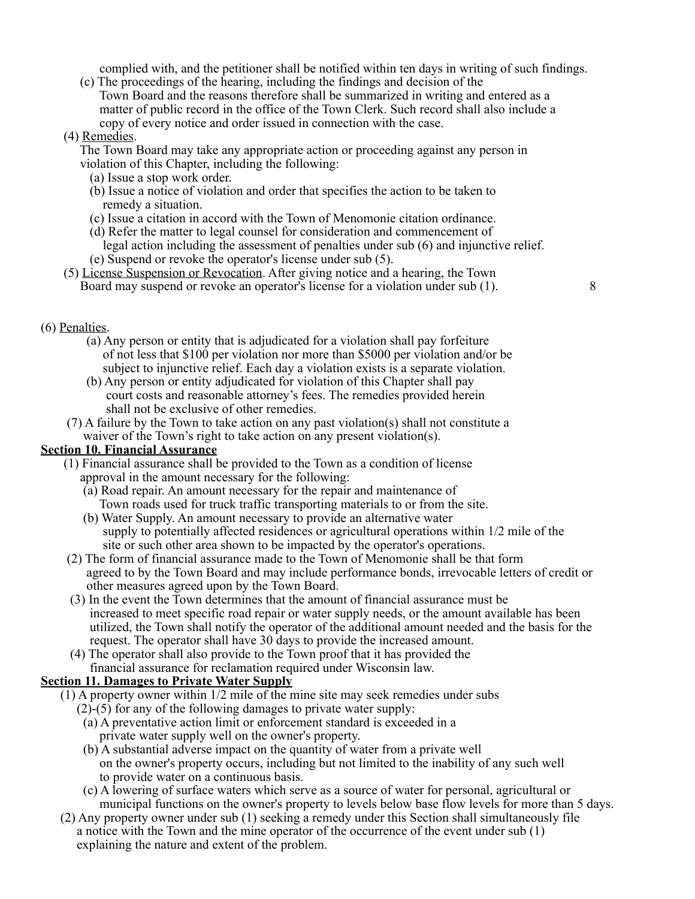complied with, and the petitioner shall be notified within ten days in writing of such findings.

(c) The proceedings of the hearing, including the findings and decision of the Town Board and the reasons therefore shall be summarized in writing and entered as a matter of public record in the office of the Town Clerk. Such record shall also include a copy of every notice and order issued in connection with the case.

(4) Remedies.

The Town Board may take any appropriate action or proceeding against any person in violation of this Chapter, including the following:

(a) Issue a stop work order.

(b) Issue a notice of violation and order that specifies the action to be taken to remedy a situation.

(c) Issue a citation in accord with the Town of Menomonie citation ordinance.

(d) Refer the matter to legal counsel for consideration and commencement of legal action including the assessment of penalties under sub (6) and injunctive relief.

(e) Suspend or revoke the operator's license under sub (5).

(5) License Suspension or Revocation. After giving notice and a hearing, the Town Board may suspend or revoke an operator's license for a violation under sub (1).

(6) Penalties.

(a) Any person or entity that is adjudicated for a violation shall pay forfeiture of not less that $100 per violation nor more than $5000 per violation and/or be subject to injunctive relief. Each day a violation exists is a separate violation.

(b) Any person or entity adjudicated for violation of this Chapter shall pay court costs and reasonable attorney's fees. The remedies provided herein shall not be exclusive of other remedies.

(7) A failure by the Town to take action on any past violation(s) shall not constitute a waiver of the Town's right to take action on any present violation(s).

**Section 10. Financial Assurance**

(1) Financial assurance shall be provided to the Town as a condition of license approval in the amount necessary for the following:

(a) Road repair. An amount necessary for the repair and maintenance of Town roads used for truck traffic transporting materials to or from the site.

(b) Water Supply. An amount necessary to provide an alternative water supply to potentially affected residences or agricultural operations within 1/2 mile of the site or such other area shown to be impacted by the operator's operations.

(2) The form of financial assurance made to the Town of Menomonie shall be that form agreed to by the Town Board and may include performance bonds, irrevocable letters of credit or other measures agreed upon by the Town Board.

(3) In the event the Town determines that the amount of financial assurance must be increased to meet specific road repair or water supply needs, or the amount available has been utilized, the Town shall notify the operator of the additional amount needed and the basis for the request. The operator shall have 30 days to provide the increased amount.

(4) The operator shall also provide to the Town proof that it has provided the financial assurance for reclamation required under Wisconsin law.

**Section 11. Damages to Private Water Supply**

(1) A property owner within 1/2 mile of the mine site may seek remedies under subs (2)-(5) for any of the following damages to private water supply:

(a) A preventative action limit or enforcement standard is exceeded in a private water supply well on the owner's property.

(b) A substantial adverse impact on the quantity of water from a private well on the owner's property occurs, including but not limited to the inability of any such well to provide water on a continuous basis.

(c) A lowering of surface waters which serve as a source of water for personal, agricultural or municipal functions on the owner's property to levels below base flow levels for more than 5 days.

(2) Any property owner under sub (1) seeking a remedy under this Section shall simultaneously file a notice with the Town and the mine operator of the occurrence of the event under sub (1) explaining the nature and extent of the problem.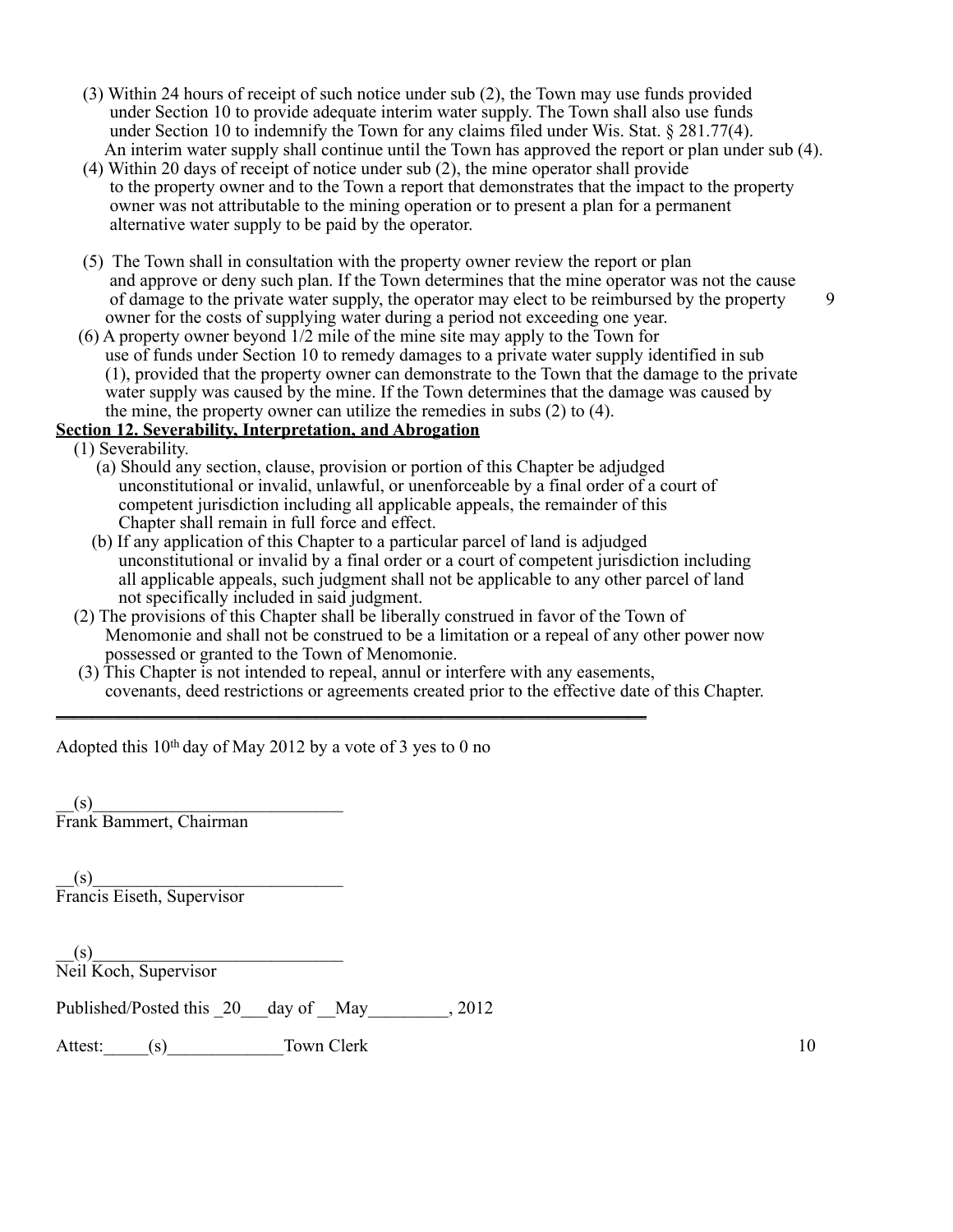(3) Within 24 hours of receipt of such notice under sub (2), the Town may use funds provided under Section 10 to provide adequate interim water supply. The Town shall also use funds under Section 10 to indemnify the Town for any claims filed under Wis. Stat. § 281.77(4). An interim water supply shall continue until the Town has approved the report or plan under sub (4).

(4) Within 20 days of receipt of notice under sub (2), the mine operator shall provide to the property owner and to the Town a report that demonstrates that the impact to the property owner was not attributable to the mining operation or to present a plan for a permanent alternative water supply to be paid by the operator.

(5) The Town shall in consultation with the property owner review the report or plan and approve or deny such plan. If the Town determines that the mine operator was not the cause of damage to the private water supply, the operator may elect to be reimbursed by the property owner for the costs of supplying water during a period not exceeding one year.

(6) A property owner beyond 1/2 mile of the mine site may apply to the Town for use of funds under Section 10 to remedy damages to a private water supply identified in sub (1), provided that the property owner can demonstrate to the Town that the damage to the private water supply was caused by the mine. If the Town determines that the damage was caused by the mine, the property owner can utilize the remedies in subs (2) to (4).

**Section 12. Severability, Interpretation, and Abrogation**

(1) Severability.

(a) Should any section, clause, provision or portion of this Chapter be adjudged unconstitutional or invalid, unlawful, or unenforceable by a final order of a court of competent jurisdiction including all applicable appeals, the remainder of this Chapter shall remain in full force and effect.

(b) If any application of this Chapter to a particular parcel of land is adjudged unconstitutional or invalid by a final order or a court of competent jurisdiction including all applicable appeals, such judgment shall not be applicable to any other parcel of land not specifically included in said judgment.

(2) The provisions of this Chapter shall be liberally construed in favor of the Town of Menomonie and shall not be construed to be a limitation or a repeal of any other power now possessed or granted to the Town of Menomonie.

(3) This Chapter is not intended to repeal, annul or interfere with any easements, covenants, deed restrictions or agreements created prior to the effective date of this Chapter.

---

Adopted this 10th day of May 2012 by a vote of 3 yes to 0 no

__(s)____________________________
Frank Bammert, Chairman

__(s)____________________________
Francis Eiseth, Supervisor

__(s)____________________________
Neil Koch, Supervisor

Published/Posted this _20___day of __May_________, 2012

Attest:_____(s)_____________Town Clerk